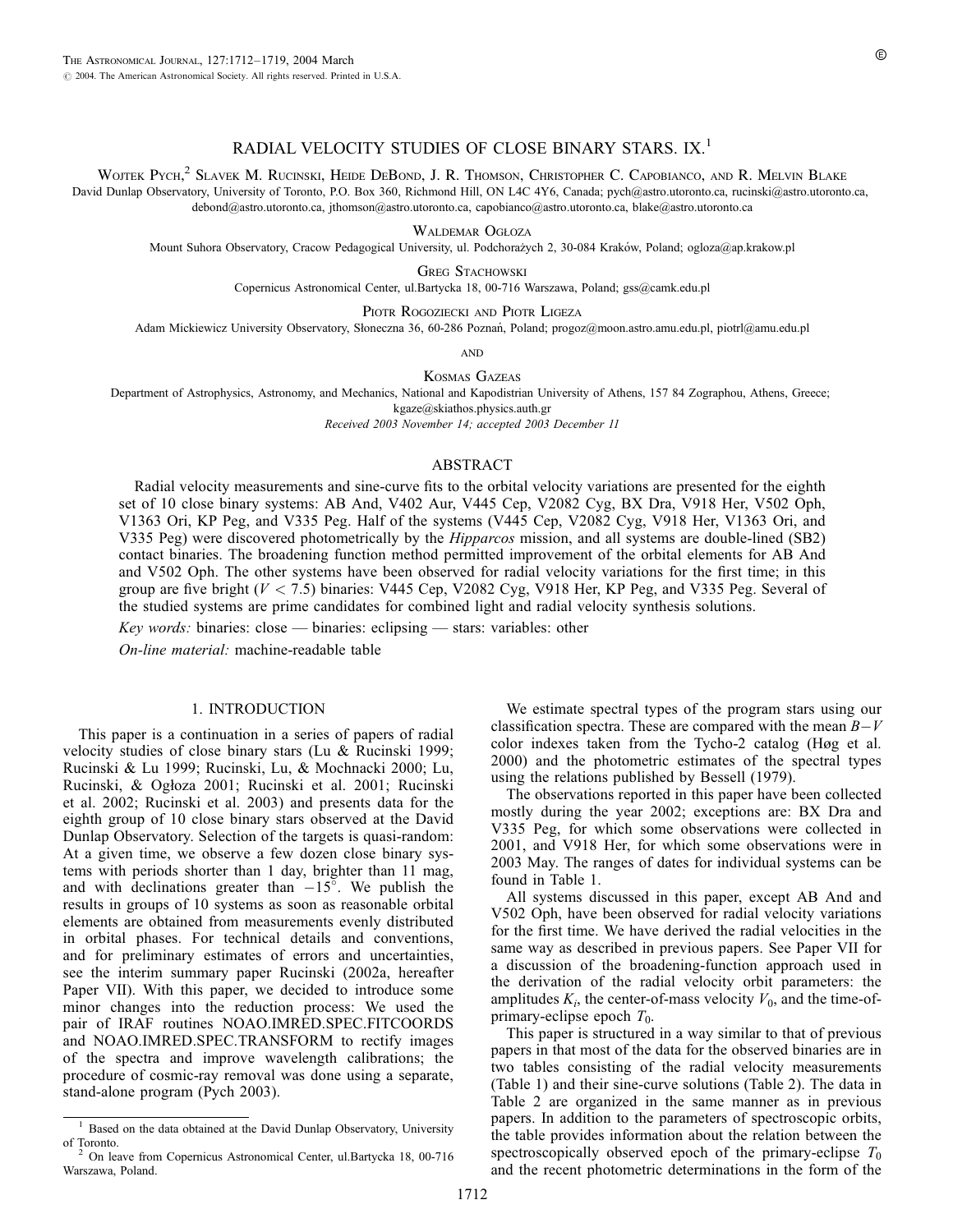# RADIAL VELOCITY STUDIES OF CLOSE BINARY STARS. IX.[1]

Wojtek Pych,[2] Slavek M. Rucinski, Heide DeBond, J. R. Thomson, Christopher C. Capobianco, and R. Melvin Blake

David Dunlap Observatory, University of Toronto, P.O. Box 360, Richmond Hill, ON L4C 4Y6, Canada; pych@astro.utoronto.ca, rucinski@astro.utoronto.ca, debond@astro.utoronto.ca, jthomson@astro.utoronto.ca, capobianco@astro.utoronto.ca, blake@astro.utoronto.ca

Waldemar Ogłoza

Mount Suhora Observatory, Cracow Pedagogical University, ul. Podchorażych 2, 30-084 Kraków, Poland; ogloza@ap.krakow.pl

Greg Stachowski

Copernicus Astronomical Center, ul.Bartycka 18, 00-716 Warszawa, Poland; gss@camk.edu.pl

Piotr Rogoziecki and Piotr Ligeza

Adam Mickiewicz University Observatory, Słoneczna 36, 60-286 Poznań, Poland; progoz@moon.astro.amu.edu.pl, piotrl@amu.edu.pl

and

Kosmas Gazeas

Department of Astrophysics, Astronomy, and Mechanics, National and Kapodistrian University of Athens, 157 84 Zographou, Athens, Greece; kgaze@skiathos.physics.auth.gr

*Received 2003 November 14; accepted 2003 December 11*

## ABSTRACT

Radial velocity measurements and sine-curve fits to the orbital velocity variations are presented for the eighth set of 10 close binary systems: AB And, V402 Aur, V445 Cep, V2082 Cyg, BX Dra, V918 Her, V502 Oph, V1363 Ori, KP Peg, and V335 Peg. Half of the systems (V445 Cep, V2082 Cyg, V918 Her, V1363 Ori, and V335 Peg) were discovered photometrically by the *Hipparcos* mission, and all systems are double-lined (SB2) contact binaries. The broadening function method permitted improvement of the orbital elements for AB And and V502 Oph. The other systems have been observed for radial velocity variations for the first time; in this group are five bright ($V < 7.5$) binaries: V445 Cep, V2082 Cyg, V918 Her, KP Peg, and V335 Peg. Several of the studied systems are prime candidates for combined light and radial velocity synthesis solutions.

*Key words:* binaries: close — binaries: eclipsing — stars: variables: other

*On-line material:* machine-readable table

## 1. INTRODUCTION

This paper is a continuation in a series of papers of radial velocity studies of close binary stars (Lu & Rucinski 1999; Rucinski & Lu 1999; Rucinski, Lu, & Mochnacki 2000; Lu, Rucinski, & Ogłoza 2001; Rucinski et al. 2001; Rucinski et al. 2002; Rucinski et al. 2003) and presents data for the eighth group of 10 close binary stars observed at the David Dunlap Observatory. Selection of the targets is quasi-random: At a given time, we observe a few dozen close binary systems with periods shorter than 1 day, brighter than 11 mag, and with declinations greater than $-15°$. We publish the results in groups of 10 systems as soon as reasonable orbital elements are obtained from measurements evenly distributed in orbital phases. For technical details and conventions, and for preliminary estimates of errors and uncertainties, see the interim summary paper Rucinski (2002a, hereafter Paper VII). With this paper, we decided to introduce some minor changes into the reduction process: We used the pair of IRAF routines NOAO.IMRED.SPEC.FITCOORDS and NOAO.IMRED.SPEC.TRANSFORM to rectify images of the spectra and improve wavelength calibrations; the procedure of cosmic-ray removal was done using a separate, stand-alone program (Pych 2003).

We estimate spectral types of the program stars using our classification spectra. These are compared with the mean $B-V$ color indexes taken from the Tycho-2 catalog (Høg et al. 2000) and the photometric estimates of the spectral types using the relations published by Bessell (1979).

The observations reported in this paper have been collected mostly during the year 2002; exceptions are: BX Dra and V335 Peg, for which some observations were collected in 2001, and V918 Her, for which some observations were in 2003 May. The ranges of dates for individual systems can be found in Table 1.

All systems discussed in this paper, except AB And and V502 Oph, have been observed for radial velocity variations for the first time. We have derived the radial velocities in the same way as described in previous papers. See Paper VII for a discussion of the broadening-function approach used in the derivation of the radial velocity orbit parameters: the amplitudes $K_i$, the center-of-mass velocity $V_0$, and the time-of-primary-eclipse epoch $T_0$.

This paper is structured in a way similar to that of previous papers in that most of the data for the observed binaries are in two tables consisting of the radial velocity measurements (Table 1) and their sine-curve solutions (Table 2). The data in Table 2 are organized in the same manner as in previous papers. In addition to the parameters of spectroscopic orbits, the table provides information about the relation between the spectroscopically observed epoch of the primary-eclipse $T_0$ and the recent photometric determinations in the form of the

---

[1] Based on the data obtained at the David Dunlap Observatory, University of Toronto.

[2] On leave from Copernicus Astronomical Center, ul.Bartycka 18, 00-716 Warszawa, Poland.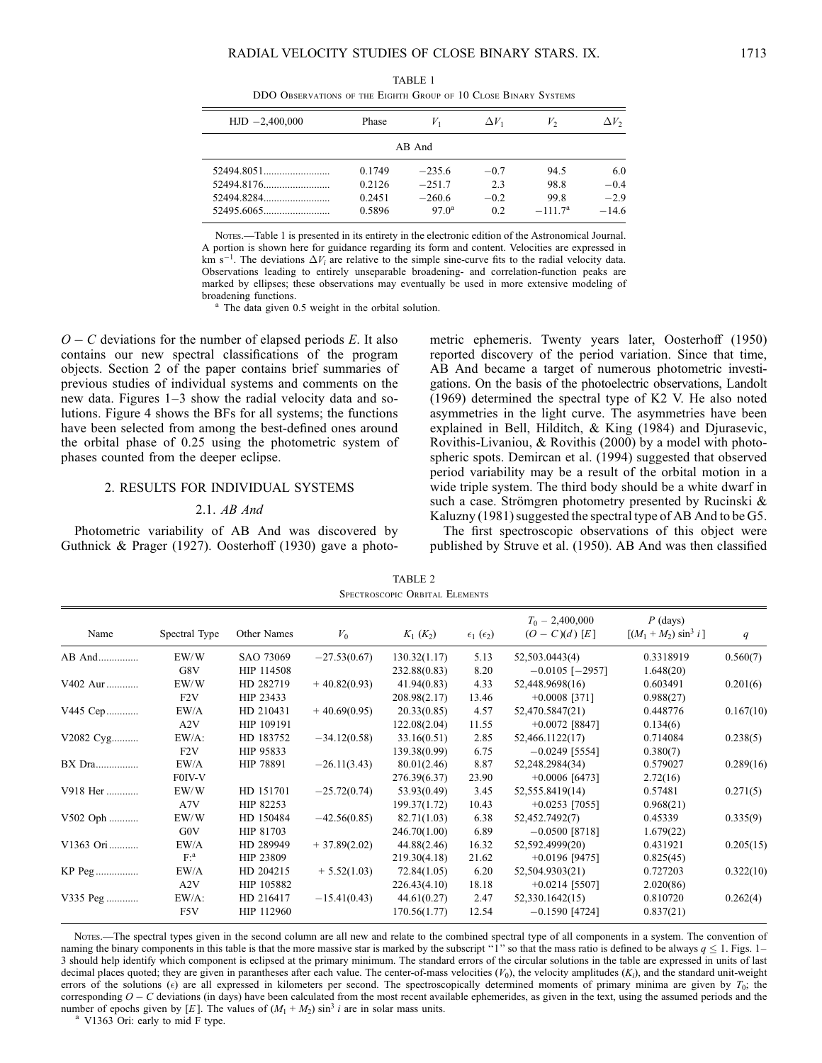TABLE 1

DDO Observations of the Eighth Group of 10 Close Binary Systems

| HJD −2,400,000 | Phase | $V_1$ | $\Delta V_1$ | $V_2$ | $\Delta V_2$ |
|---|---|---|---|---|---|
| | | AB And | | | |
| 52494.8051 | 0.1749 | −235.6 | −0.7 | 94.5 | 6.0 |
| 52494.8176 | 0.2126 | −251.7 | 2.3 | 98.8 | −0.4 |
| 52494.8284 | 0.2451 | −260.6 | −0.2 | 99.8 | −2.9 |
| 52495.6065 | 0.5896 | 97.0[a] | 0.2 | −111.7[a] | −14.6 |

Notes.—Table 1 is presented in its entirety in the electronic edition of the Astronomical Journal. A portion is shown here for guidance regarding its form and content. Velocities are expressed in km s$^{-1}$. The deviations $\Delta V_i$ are relative to the simple sine-curve fits to the radial velocity data. Observations leading to entirely unseparable broadening- and correlation-function peaks are marked by ellipses; these observations may eventually be used in more extensive modeling of broadening functions.

[a] The data given 0.5 weight in the orbital solution.

$O - C$ deviations for the number of elapsed periods $E$. It also contains our new spectral classifications of the program objects. Section 2 of the paper contains brief summaries of previous studies of individual systems and comments on the new data. Figures 1–3 show the radial velocity data and solutions. Figure 4 shows the BFs for all systems; the functions have been selected from among the best-defined ones around the orbital phase of 0.25 using the photometric system of phases counted from the deeper eclipse.

## 2. RESULTS FOR INDIVIDUAL SYSTEMS

### 2.1. *AB And*

Photometric variability of AB And was discovered by Guthnick & Prager (1927). Oosterhoff (1930) gave a photometric ephemeris. Twenty years later, Oosterhoff (1950) reported discovery of the period variation. Since that time, AB And became a target of numerous photometric investigations. On the basis of the photoelectric observations, Landolt (1969) determined the spectral type of K2 V. He also noted asymmetries in the light curve. The asymmetries have been explained in Bell, Hilditch, & King (1984) and Djurasevic, Rovithis-Livaniou, & Rovithis (2000) by a model with photospheric spots. Demircan et al. (1994) suggested that observed period variability may be a result of the orbital motion in a wide triple system. The third body should be a white dwarf in such a case. Strömgren photometry presented by Rucinski & Kaluzny (1981) suggested the spectral type of AB And to be G5.

The first spectroscopic observations of this object were published by Struve et al. (1950). AB And was then classified

TABLE 2

Spectroscopic Orbital Elements

| Name | Spectral Type | Other Names | $V_0$ | $K_1$ ($K_2$) | $\epsilon_1$ ($\epsilon_2$) | $T_0$ − 2,400,000 ($O - C$)($d$) [$E$] | $P$ (days) [$(M_1 + M_2)\sin^3 i$] | $q$ |
|---|---|---|---|---|---|---|---|---|
| AB And | EW/W | SAO 73069 | −27.53(0.67) | 130.32(1.17) | 5.13 | 52,503.0443(4) | 0.3318919 | 0.560(7) |
| | G8V | HIP 114508 | | 232.88(0.83) | 8.20 | −0.0105 [−2957] | 1.648(20) | |
| V402 Aur | EW/W | HD 282719 | + 40.82(0.93) | 41.94(0.83) | 4.33 | 52,448.9698(16) | 0.603491 | 0.201(6) |
| | F2V | HIP 23433 | | 208.98(2.17) | 13.46 | +0.0008 [371] | 0.988(27) | |
| V445 Cep | EW/A | HD 210431 | + 40.69(0.95) | 20.33(0.85) | 4.57 | 52,470.5847(21) | 0.448776 | 0.167(10) |
| | A2V | HIP 109191 | | 122.08(2.04) | 11.55 | +0.0072 [8847] | 0.134(6) | |
| V2082 Cyg | EW/A: | HD 183752 | −34.12(0.58) | 33.16(0.51) | 2.85 | 52,466.1122(17) | 0.714084 | 0.238(5) |
| | F2V | HIP 95833 | | 139.38(0.99) | 6.75 | −0.0249 [5554] | 0.380(7) | |
| BX Dra | EW/A | HIP 78891 | −26.11(3.43) | 80.01(2.46) | 8.87 | 52,248.2984(34) | 0.579027 | 0.289(16) |
| | F0IV-V | | | 276.39(6.37) | 23.90 | +0.0006 [6473] | 2.72(16) | |
| V918 Her | EW/W | HD 151701 | −25.72(0.74) | 53.93(0.49) | 3.45 | 52,555.8419(14) | 0.57481 | 0.271(5) |
| | A7V | HIP 82253 | | 199.37(1.72) | 10.43 | +0.0253 [7055] | 0.968(21) | |
| V502 Oph | EW/W | HD 150484 | −42.56(0.85) | 82.71(1.03) | 6.38 | 52,452.7492(7) | 0.45339 | 0.335(9) |
| | G0V | HIP 81703 | | 246.70(1.00) | 6.89 | −0.0500 [8718] | 1.679(22) | |
| V1363 Ori | EW/A | HD 289949 | + 37.89(2.02) | 44.88(2.46) | 16.32 | 52,592.4999(20) | 0.431921 | 0.205(15) |
| | F:[a] | HIP 23809 | | 219.30(4.18) | 21.62 | +0.0196 [9475] | 0.825(45) | |
| KP Peg | EW/A | HD 204215 | + 5.52(1.03) | 72.84(1.05) | 6.20 | 52,504.9303(21) | 0.727203 | 0.322(10) |
| | A2V | HIP 105882 | | 226.43(4.10) | 18.18 | +0.0214 [5507] | 2.020(86) | |
| V335 Peg | EW/A: | HD 216417 | −15.41(0.43) | 44.61(0.27) | 2.47 | 52,330.1642(15) | 0.810720 | 0.262(4) |
| | F5V | HIP 112960 | | 170.56(1.77) | 12.54 | −0.1590 [4724] | 0.837(21) | |

Notes.—The spectral types given in the second column are all new and relate to the combined spectral type of all components in a system. The convention of naming the binary components in this table is that the more massive star is marked by the subscript "1" so that the mass ratio is defined to be always $q \leq 1$. Figs. 1–3 should help identify which component is eclipsed at the primary minimum. The standard errors of the circular solutions in the table are expressed in units of last decimal places quoted; they are given in parantheses after each value. The center-of-mass velocities ($V_0$), the velocity amplitudes ($K_i$), and the standard unit-weight errors of the solutions ($\epsilon$) are all expressed in kilometers per second. The spectroscopically determined moments of primary minima are given by $T_0$; the corresponding $O - C$ deviations (in days) have been calculated from the most recent available ephemerides, as given in the text, using the assumed periods and the number of epochs given by [$E$]. The values of $(M_1 + M_2)\sin^3 i$ are in solar mass units.

[a] V1363 Ori: early to mid F type.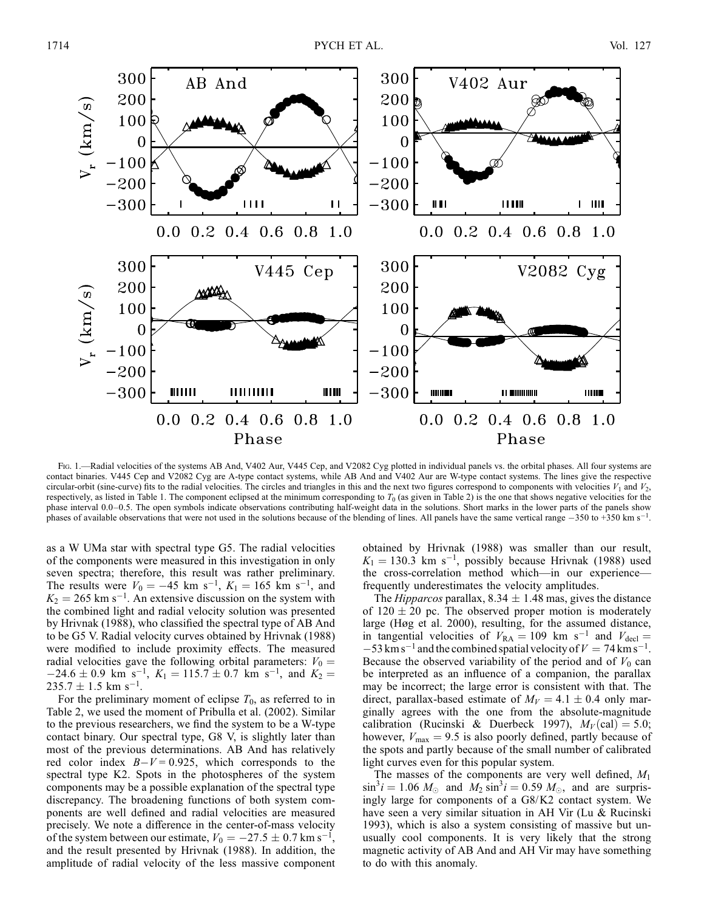Fig. 1.—Radial velocities of the systems AB And, V402 Aur, V445 Cep, and V2082 Cyg plotted in individual panels vs. the orbital phases. All four systems are contact binaries. V445 Cep and V2082 Cyg are A-type contact systems, while AB And and V402 Aur are W-type contact systems. The lines give the respective circular-orbit (sine-curve) fits to the radial velocities. The circles and triangles in this and the next two figures correspond to components with velocities $V_1$ and $V_2$, respectively, as listed in Table 1. The component eclipsed at the minimum corresponding to $T_0$ (as given in Table 2) is the one that shows negative velocities for the phase interval 0.0–0.5. The open symbols indicate observations contributing half-weight data in the solutions. Short marks in the lower parts of the panels show phases of available observations that were not used in the solutions because of the blending of lines. All panels have the same vertical range −350 to +350 km s$^{-1}$.

as a W UMa star with spectral type G5. The radial velocities of the components were measured in this investigation in only seven spectra; therefore, this result was rather preliminary. The results were $V_0 = -45$ km s$^{-1}$, $K_1 = 165$ km s$^{-1}$, and $K_2 = 265$ km s$^{-1}$. An extensive discussion on the system with the combined light and radial velocity solution was presented by Hrivnak (1988), who classified the spectral type of AB And to be G5 V. Radial velocity curves obtained by Hrivnak (1988) were modified to include proximity effects. The measured radial velocities gave the following orbital parameters: $V_0 = -24.6 \pm 0.9$ km s$^{-1}$, $K_1 = 115.7 \pm 0.7$ km s$^{-1}$, and $K_2 = 235.7 \pm 1.5$ km s$^{-1}$.

For the preliminary moment of eclipse $T_0$, as referred to in Table 2, we used the moment of Pribulla et al. (2002). Similar to the previous researchers, we find the system to be a W-type contact binary. Our spectral type, G8 V, is slightly later than most of the previous determinations. AB And has relatively red color index $B-V = 0.925$, which corresponds to the spectral type K2. Spots in the photospheres of the system components may be a possible explanation of the spectral type discrepancy. The broadening functions of both system components are well defined and radial velocities are measured precisely. We note a difference in the center-of-mass velocity of the system between our estimate, $V_0 = -27.5 \pm 0.7$ km s$^{-1}$, and the result presented by Hrivnak (1988). In addition, the amplitude of radial velocity of the less massive component obtained by Hrivnak (1988) was smaller than our result, $K_1 = 130.3$ km s$^{-1}$, possibly because Hrivnak (1988) used the cross-correlation method which—in our experience—frequently underestimates the velocity amplitudes.

The *Hipparcos* parallax, $8.34 \pm 1.48$ mas, gives the distance of $120 \pm 20$ pc. The observed proper motion is moderately large (Høg et al. 2000), resulting, for the assumed distance, in tangential velocities of $V_{\rm RA} = 109$ km s$^{-1}$ and $V_{\rm decl} = -53$ km s$^{-1}$ and the combined spatial velocity of $V = 74$ km s$^{-1}$. Because the observed variability of the period and of $V_0$ can be interpreted as an influence of a companion, the parallax may be incorrect; the large error is consistent with that. The direct, parallax-based estimate of $M_V = 4.1 \pm 0.4$ only marginally agrees with the one from the absolute-magnitude calibration (Rucinski & Duerbeck 1997), $M_V({\rm cal}) = 5.0$; however, $V_{\rm max} = 9.5$ is also poorly defined, partly because of the spots and partly because of the small number of calibrated light curves even for this popular system.

The masses of the components are very well defined, $M_1 \sin^3 i = 1.06\ M_\odot$ and $M_2 \sin^3 i = 0.59\ M_\odot$, and are surprisingly large for components of a G8/K2 contact system. We have seen a very similar situation in AH Vir (Lu & Rucinski 1993), which is also a system consisting of massive but unusually cool components. It is very likely that the strong magnetic activity of AB And and AH Vir may have something to do with this anomaly.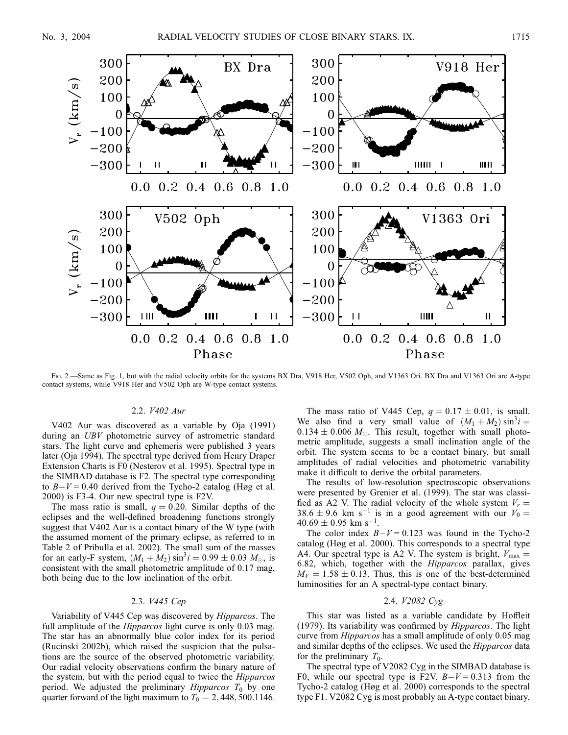Fig. 2.—Same as Fig. 1, but with the radial velocity orbits for the systems BX Dra, V918 Her, V502 Oph, and V1363 Ori. BX Dra and V1363 Ori are A-type contact systems, while V918 Her and V502 Oph are W-type contact systems.

### 2.2. *V402 Aur*

V402 Aur was discovered as a variable by Oja (1991) during an *UBV* photometric survey of astrometric standard stars. The light curve and ephemeris were published 3 years later (Oja 1994). The spectral type derived from Henry Draper Extension Charts is F0 (Nesterov et al. 1995). Spectral type in the SIMBAD database is F2. The spectral type corresponding to $B-V = 0.40$ derived from the Tycho-2 catalog (Høg et al. 2000) is F3-4. Our new spectral type is F2V.

The mass ratio is small, $q = 0.20$. Similar depths of the eclipses and the well-defined broadening functions strongly suggest that V402 Aur is a contact binary of the W type (with the assumed moment of the primary eclipse, as referred to in Table 2 of Pribulla et al. 2002). The small sum of the masses for an early-F system, $(M_1 + M_2)\sin^3 i = 0.99 \pm 0.03\ M_\odot$, is consistent with the small photometric amplitude of 0.17 mag, both being due to the low inclination of the orbit.

### 2.3. *V445 Cep*

Variability of V445 Cep was discovered by *Hipparcos*. The full amplitude of the *Hipparcos* light curve is only 0.03 mag. The star has an abnormally blue color index for its period (Rucinski 2002b), which raised the suspicion that the pulsations are the source of the observed photometric variability. Our radial velocity observations confirm the binary nature of the system, but with the period equal to twice the *Hipparcos* period. We adjusted the preliminary *Hipparcos* $T_0$ by one quarter forward of the light maximum to $T_0 = 2{,}448{,}500.1146$.

The mass ratio of V445 Cep, $q = 0.17 \pm 0.01$, is small. We also find a very small value of $(M_1 + M_2)\sin^3 i = 0.134 \pm 0.006\ M_\odot$. This result, together with small photometric amplitude, suggests a small inclination angle of the orbit. The system seems to be a contact binary, but small amplitudes of radial velocities and photometric variability make it difficult to derive the orbital parameters.

The results of low-resolution spectroscopic observations were presented by Grenier et al. (1999). The star was classified as A2 V. The radial velocity of the whole system $V_r = 38.6 \pm 9.6$ km s$^{-1}$ is in a good agreement with our $V_0 = 40.69 \pm 0.95$ km s$^{-1}$.

The color index $B-V = 0.123$ was found in the Tycho-2 catalog (Høg et al. 2000). This corresponds to a spectral type A4. Our spectral type is A2 V. The system is bright, $V_{\max} = 6.82$, which, together with the *Hipparcos* parallax, gives $M_V = 1.58 \pm 0.13$. Thus, this is one of the best-determined luminosities for an A spectral-type contact binary.

### 2.4. *V2082 Cyg*

This star was listed as a variable candidate by Hoffleit (1979). Its variability was confirmed by *Hipparcos*. The light curve from *Hipparcos* has a small amplitude of only 0.05 mag and similar depths of the eclipses. We used the *Hipparcos* data for the preliminary $T_0$.

The spectral type of V2082 Cyg in the SIMBAD database is F0, while our spectral type is F2V. $B-V = 0.313$ from the Tycho-2 catalog (Høg et al. 2000) corresponds to the spectral type F1. V2082 Cyg is most probably an A-type contact binary,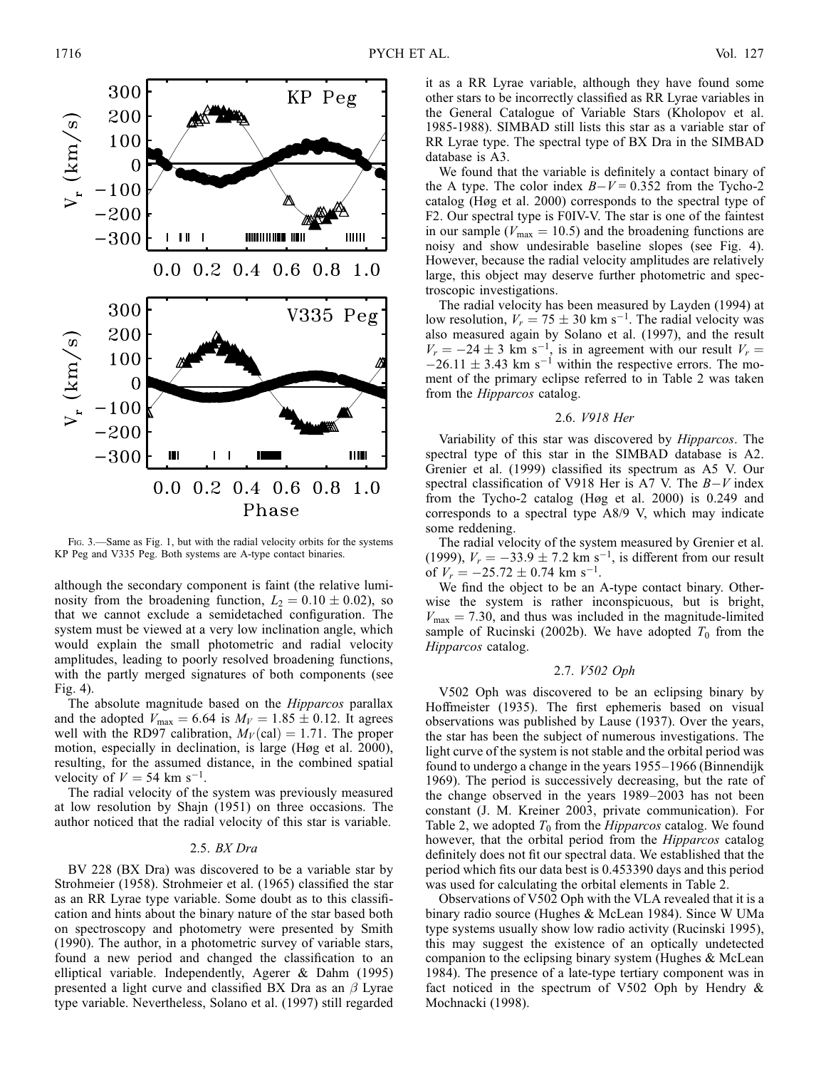Fig. 3.—Same as Fig. 1, but with the radial velocity orbits for the systems KP Peg and V335 Peg. Both systems are A-type contact binaries.

although the secondary component is faint (the relative luminosity from the broadening function, $L_2 = 0.10 \pm 0.02$), so that we cannot exclude a semidetached configuration. The system must be viewed at a very low inclination angle, which would explain the small photometric and radial velocity amplitudes, leading to poorly resolved broadening functions, with the partly merged signatures of both components (see Fig. 4).

The absolute magnitude based on the *Hipparcos* parallax and the adopted $V_{\max} = 6.64$ is $M_V = 1.85 \pm 0.12$. It agrees well with the RD97 calibration, $M_V(\text{cal}) = 1.71$. The proper motion, especially in declination, is large (Høg et al. 2000), resulting, for the assumed distance, in the combined spatial velocity of $V = 54$ km s$^{-1}$.

The radial velocity of the system was previously measured at low resolution by Shajn (1951) on three occasions. The author noticed that the radial velocity of this star is variable.

### 2.5. *BX Dra*

BV 228 (BX Dra) was discovered to be a variable star by Strohmeier (1958). Strohmeier et al. (1965) classified the star as an RR Lyrae type variable. Some doubt as to this classification and hints about the binary nature of the star based both on spectroscopy and photometry were presented by Smith (1990). The author, in a photometric survey of variable stars, found a new period and changed the classification to an elliptical variable. Independently, Agerer & Dahm (1995) presented a light curve and classified BX Dra as an $\beta$ Lyrae type variable. Nevertheless, Solano et al. (1997) still regarded it as a RR Lyrae variable, although they have found some other stars to be incorrectly classified as RR Lyrae variables in the General Catalogue of Variable Stars (Kholopov et al. 1985-1988). SIMBAD still lists this star as a variable star of RR Lyrae type. The spectral type of BX Dra in the SIMBAD database is A3.

We found that the variable is definitely a contact binary of the A type. The color index $B-V = 0.352$ from the Tycho-2 catalog (Høg et al. 2000) corresponds to the spectral type of F2. Our spectral type is F0IV-V. The star is one of the faintest in our sample ($V_{\max} = 10.5$) and the broadening functions are noisy and show undesirable baseline slopes (see Fig. 4). However, because the radial velocity amplitudes are relatively large, this object may deserve further photometric and spectroscopic investigations.

The radial velocity has been measured by Layden (1994) at low resolution, $V_r = 75 \pm 30$ km s$^{-1}$. The radial velocity was also measured again by Solano et al. (1997), and the result $V_r = -24 \pm 3$ km s$^{-1}$, is in agreement with our result $V_r = -26.11 \pm 3.43$ km s$^{-1}$ within the respective errors. The moment of the primary eclipse referred to in Table 2 was taken from the *Hipparcos* catalog.

### 2.6. *V918 Her*

Variability of this star was discovered by *Hipparcos*. The spectral type of this star in the SIMBAD database is A2. Grenier et al. (1999) classified its spectrum as A5 V. Our spectral classification of V918 Her is A7 V. The $B-V$ index from the Tycho-2 catalog (Høg et al. 2000) is 0.249 and corresponds to a spectral type A8/9 V, which may indicate some reddening.

The radial velocity of the system measured by Grenier et al. (1999), $V_r = -33.9 \pm 7.2$ km s$^{-1}$, is different from our result of $V_r = -25.72 \pm 0.74$ km s$^{-1}$.

We find the object to be an A-type contact binary. Otherwise the system is rather inconspicuous, but is bright, $V_{\max} = 7.30$, and thus was included in the magnitude-limited sample of Rucinski (2002b). We have adopted $T_0$ from the *Hipparcos* catalog.

### 2.7. *V502 Oph*

V502 Oph was discovered to be an eclipsing binary by Hoffmeister (1935). The first ephemeris based on visual observations was published by Lause (1937). Over the years, the star has been the subject of numerous investigations. The light curve of the system is not stable and the orbital period was found to undergo a change in the years 1955–1966 (Binnendijk 1969). The period is successively decreasing, but the rate of the change observed in the years 1989–2003 has not been constant (J. M. Kreiner 2003, private communication). For Table 2, we adopted $T_0$ from the *Hipparcos* catalog. We found however, that the orbital period from the *Hipparcos* catalog definitely does not fit our spectral data. We established that the period which fits our data best is 0.453390 days and this period was used for calculating the orbital elements in Table 2.

Observations of V502 Oph with the VLA revealed that it is a binary radio source (Hughes & McLean 1984). Since W UMa type systems usually show low radio activity (Rucinski 1995), this may suggest the existence of an optically undetected companion to the eclipsing binary system (Hughes & McLean 1984). The presence of a late-type tertiary component was in fact noticed in the spectrum of V502 Oph by Hendry & Mochnacki (1998).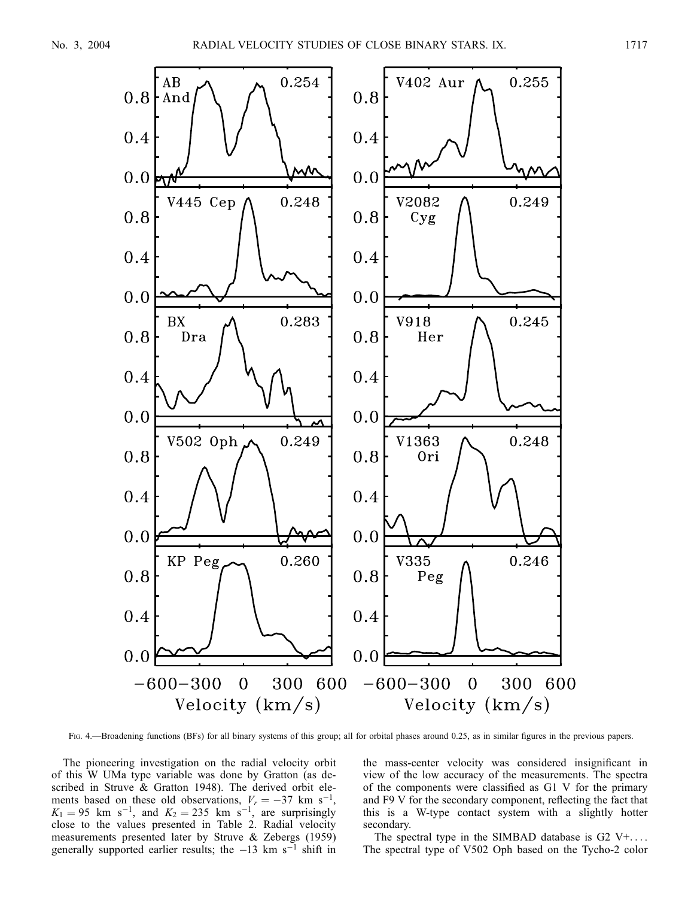Fig. 4.—Broadening functions (BFs) for all binary systems of this group; all for orbital phases around 0.25, as in similar figures in the previous papers.

The pioneering investigation on the radial velocity orbit of this W UMa type variable was done by Gratton (as described in Struve & Gratton 1948). The derived orbit elements based on these old observations, $V_r = -37$ km s$^{-1}$, $K_1 = 95$ km s$^{-1}$, and $K_2 = 235$ km s$^{-1}$, are surprisingly close to the values presented in Table 2. Radial velocity measurements presented later by Struve & Zebergs (1959) generally supported earlier results; the $-13$ km s$^{-1}$ shift in the mass-center velocity was considered insignificant in view of the low accuracy of the measurements. The spectra of the components were classified as G1 V for the primary and F9 V for the secondary component, reflecting the fact that this is a W-type contact system with a slightly hotter secondary.

The spectral type in the SIMBAD database is G2 V+.... The spectral type of V502 Oph based on the Tycho-2 color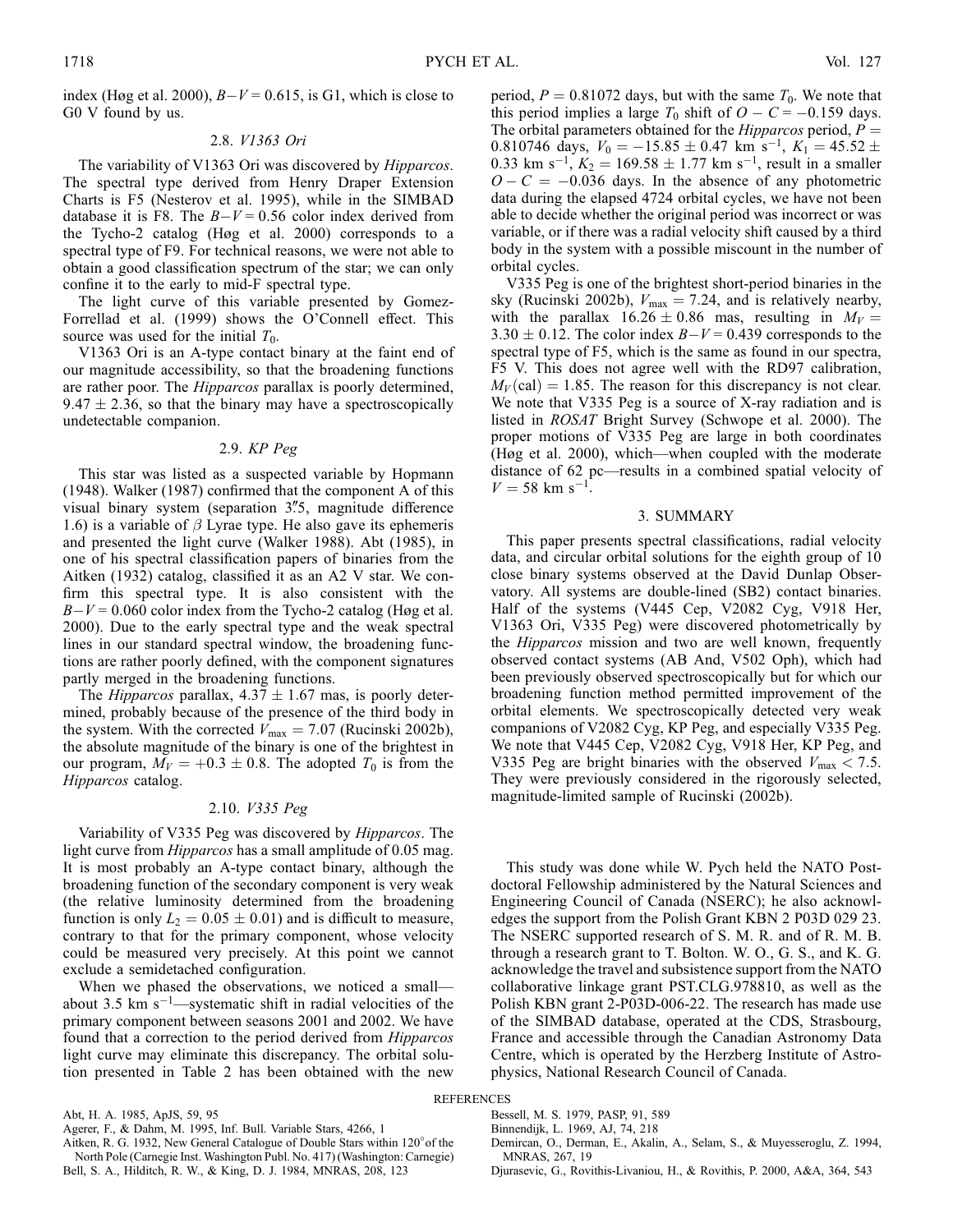index (Høg et al. 2000), $B-V = 0.615$, is G1, which is close to G0 V found by us.

### 2.8. *V1363 Ori*

The variability of V1363 Ori was discovered by *Hipparcos*. The spectral type derived from Henry Draper Extension Charts is F5 (Nesterov et al. 1995), while in the SIMBAD database it is F8. The $B-V = 0.56$ color index derived from the Tycho-2 catalog (Høg et al. 2000) corresponds to a spectral type of F9. For technical reasons, we were not able to obtain a good classification spectrum of the star; we can only confine it to the early to mid-F spectral type.

The light curve of this variable presented by Gomez-Forrellad et al. (1999) shows the O'Connell effect. This source was used for the initial $T_0$.

V1363 Ori is an A-type contact binary at the faint end of our magnitude accessibility, so that the broadening functions are rather poor. The *Hipparcos* parallax is poorly determined, $9.47 \pm 2.36$, so that the binary may have a spectroscopically undetectable companion.

### 2.9. *KP Peg*

This star was listed as a suspected variable by Hopmann (1948). Walker (1987) confirmed that the component A of this visual binary system (separation 3″5, magnitude difference 1.6) is a variable of $\beta$ Lyrae type. He also gave its ephemeris and presented the light curve (Walker 1988). Abt (1985), in one of his spectral classification papers of binaries from the Aitken (1932) catalog, classified it as an A2 V star. We confirm this spectral type. It is also consistent with the $B-V = 0.060$ color index from the Tycho-2 catalog (Høg et al. 2000). Due to the early spectral type and the weak spectral lines in our standard spectral window, the broadening functions are rather poorly defined, with the component signatures partly merged in the broadening functions.

The *Hipparcos* parallax, $4.37 \pm 1.67$ mas, is poorly determined, probably because of the presence of the third body in the system. With the corrected $V_{max} = 7.07$ (Rucinski 2002b), the absolute magnitude of the binary is one of the brightest in our program, $M_V = +0.3 \pm 0.8$. The adopted $T_0$ is from the *Hipparcos* catalog.

### 2.10. *V335 Peg*

Variability of V335 Peg was discovered by *Hipparcos*. The light curve from *Hipparcos* has a small amplitude of 0.05 mag. It is most probably an A-type contact binary, although the broadening function of the secondary component is very weak (the relative luminosity determined from the broadening function is only $L_2 = 0.05 \pm 0.01$) and is difficult to measure, contrary to that for the primary component, whose velocity could be measured very precisely. At this point we cannot exclude a semidetached configuration.

When we phased the observations, we noticed a small—about 3.5 km s$^{-1}$—systematic shift in radial velocities of the primary component between seasons 2001 and 2002. We have found that a correction to the period derived from *Hipparcos* light curve may eliminate this discrepancy. The orbital solution presented in Table 2 has been obtained with the new period, $P = 0.81072$ days, but with the same $T_0$. We note that this period implies a large $T_0$ shift of $O - C = -0.159$ days. The orbital parameters obtained for the *Hipparcos* period, $P = 0.810746$ days, $V_0 = -15.85 \pm 0.47$ km s$^{-1}$, $K_1 = 45.52 \pm 0.33$ km s$^{-1}$, $K_2 = 169.58 \pm 1.77$ km s$^{-1}$, result in a smaller $O - C = -0.036$ days. In the absence of any photometric data during the elapsed 4724 orbital cycles, we have not been able to decide whether the original period was incorrect or was variable, or if there was a radial velocity shift caused by a third body in the system with a possible miscount in the number of orbital cycles.

V335 Peg is one of the brightest short-period binaries in the sky (Rucinski 2002b), $V_{max} = 7.24$, and is relatively nearby, with the parallax $16.26 \pm 0.86$ mas, resulting in $M_V = 3.30 \pm 0.12$. The color index $B-V = 0.439$ corresponds to the spectral type of F5, which is the same as found in our spectra, F5 V. This does not agree well with the RD97 calibration, $M_V(\mathrm{cal}) = 1.85$. The reason for this discrepancy is not clear. We note that V335 Peg is a source of X-ray radiation and is listed in *ROSAT* Bright Survey (Schwope et al. 2000). The proper motions of V335 Peg are large in both coordinates (Høg et al. 2000), which—when coupled with the moderate distance of 62 pc—results in a combined spatial velocity of $V = 58$ km s$^{-1}$.

## 3. SUMMARY

This paper presents spectral classifications, radial velocity data, and circular orbital solutions for the eighth group of 10 close binary systems observed at the David Dunlap Observatory. All systems are double-lined (SB2) contact binaries. Half of the systems (V445 Cep, V2082 Cyg, V918 Her, V1363 Ori, V335 Peg) were discovered photometrically by the *Hipparcos* mission and two are well known, frequently observed contact systems (AB And, V502 Oph), which had been previously observed spectroscopically but for which our broadening function method permitted improvement of the orbital elements. We spectroscopically detected very weak companions of V2082 Cyg, KP Peg, and especially V335 Peg. We note that V445 Cep, V2082 Cyg, V918 Her, KP Peg, and V335 Peg are bright binaries with the observed $V_{max} < 7.5$. They were previously considered in the rigorously selected, magnitude-limited sample of Rucinski (2002b).

This study was done while W. Pych held the NATO Postdoctoral Fellowship administered by the Natural Sciences and Engineering Council of Canada (NSERC); he also acknowledges the support from the Polish Grant KBN 2 P03D 029 23. The NSERC supported research of S. M. R. and of R. M. B. through a research grant to T. Bolton. W. O., G. S., and K. G. acknowledge the travel and subsistence support from the NATO collaborative linkage grant PST.CLG.978810, as well as the Polish KBN grant 2-P03D-006-22. The research has made use of the SIMBAD database, operated at the CDS, Strasbourg, France and accessible through the Canadian Astronomy Data Centre, which is operated by the Herzberg Institute of Astrophysics, National Research Council of Canada.

## REFERENCES

Abt, H. A. 1985, ApJS, 59, 95

Agerer, F., & Dahm, M. 1995, Inf. Bull. Variable Stars, 4266, 1

Aitken, R. G. 1932, New General Catalogue of Double Stars within 120° of the North Pole (Carnegie Inst. Washington Publ. No. 417) (Washington: Carnegie)

Bell, S. A., Hilditch, R. W., & King, D. J. 1984, MNRAS, 208, 123

Bessell, M. S. 1979, PASP, 91, 589

Binnendijk, L. 1969, AJ, 74, 218

Demircan, O., Derman, E., Akalin, A., Selam, S., & Muyesseroglu, Z. 1994, MNRAS, 267, 19

Djurasevic, G., Rovithis-Livaniou, H., & Rovithis, P. 2000, A&A, 364, 543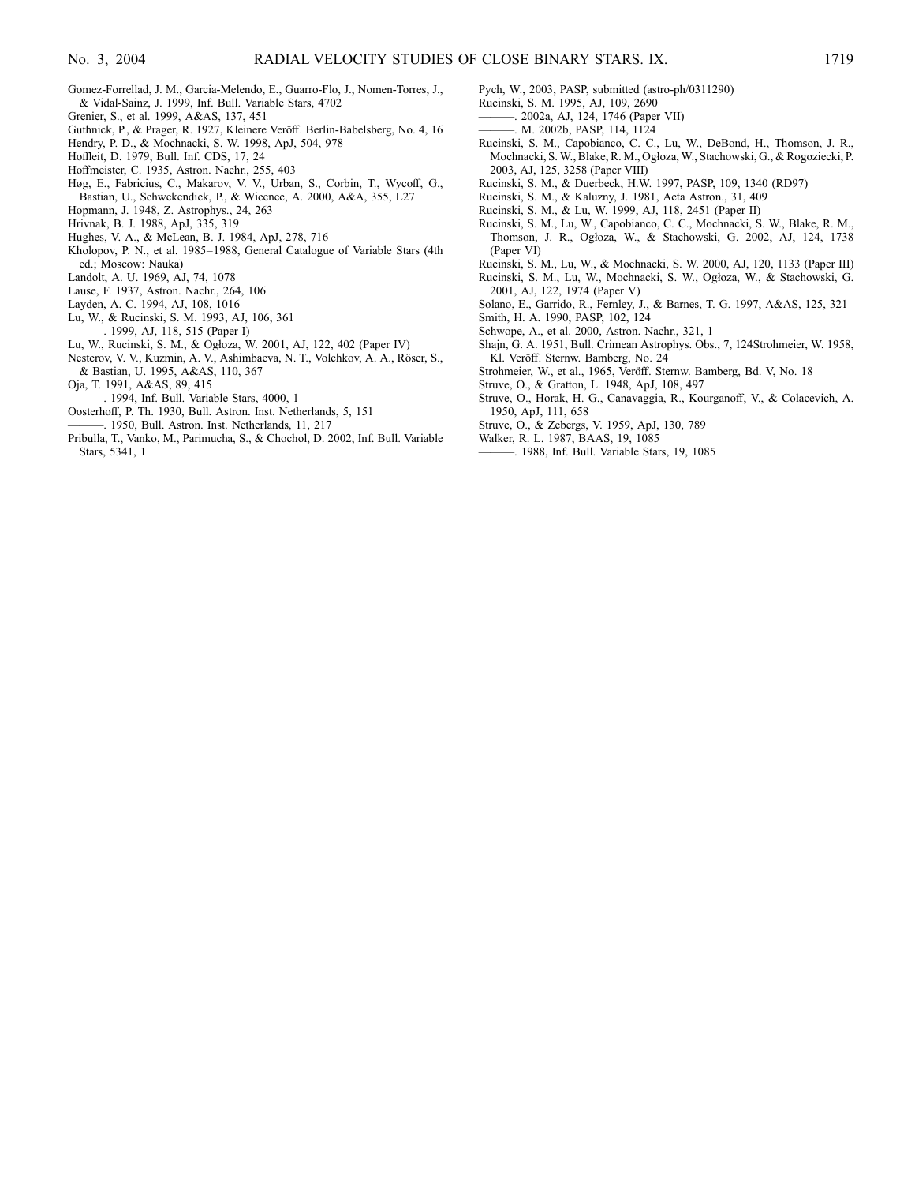Gomez-Forrellad, J. M., Garcia-Melendo, E., Guarro-Flo, J., Nomen-Torres, J., & Vidal-Sainz, J. 1999, Inf. Bull. Variable Stars, 4702

Grenier, S., et al. 1999, A&AS, 137, 451

Guthnick, P., & Prager, R. 1927, Kleinere Veröff. Berlin-Babelsberg, No. 4, 16

Hendry, P. D., & Mochnacki, S. W. 1998, ApJ, 504, 978

Hoffleit, D. 1979, Bull. Inf. CDS, 17, 24

Hoffmeister, C. 1935, Astron. Nachr., 255, 403

Høg, E., Fabricius, C., Makarov, V. V., Urban, S., Corbin, T., Wycoff, G., Bastian, U., Schwekendiek, P., & Wicenec, A. 2000, A&A, 355, L27

Hopmann, J. 1948, Z. Astrophys., 24, 263

Hrivnak, B. J. 1988, ApJ, 335, 319

Hughes, V. A., & McLean, B. J. 1984, ApJ, 278, 716

Kholopov, P. N., et al. 1985–1988, General Catalogue of Variable Stars (4th ed.; Moscow: Nauka)

Landolt, A. U. 1969, AJ, 74, 1078

Lause, F. 1937, Astron. Nachr., 264, 106

Layden, A. C. 1994, AJ, 108, 1016

Lu, W., & Rucinski, S. M. 1993, AJ, 106, 361

———. 1999, AJ, 118, 515 (Paper I)

Lu, W., Rucinski, S. M., & Ogłoza, W. 2001, AJ, 122, 402 (Paper IV)

Nesterov, V. V., Kuzmin, A. V., Ashimbaeva, N. T., Volchkov, A. A., Röser, S., & Bastian, U. 1995, A&AS, 110, 367

Oja, T. 1991, A&AS, 89, 415

———. 1994, Inf. Bull. Variable Stars, 4000, 1

Oosterhoff, P. Th. 1930, Bull. Astron. Inst. Netherlands, 5, 151

———. 1950, Bull. Astron. Inst. Netherlands, 11, 217

Pribulla, T., Vanko, M., Parimucha, S., & Chochol, D. 2002, Inf. Bull. Variable Stars, 5341, 1

Pych, W., 2003, PASP, submitted (astro-ph/0311290)

Rucinski, S. M. 1995, AJ, 109, 2690

———. 2002a, AJ, 124, 1746 (Paper VII)

———. M. 2002b, PASP, 114, 1124

Rucinski, S. M., Capobianco, C. C., Lu, W., DeBond, H., Thomson, J. R., Mochnacki, S. W., Blake, R. M., Ogłoza, W., Stachowski, G., & Rogoziecki, P. 2003, AJ, 125, 3258 (Paper VIII)

Rucinski, S. M., & Duerbeck, H.W. 1997, PASP, 109, 1340 (RD97)

Rucinski, S. M., & Kaluzny, J. 1981, Acta Astron., 31, 409

Rucinski, S. M., & Lu, W. 1999, AJ, 118, 2451 (Paper II)

Rucinski, S. M., Lu, W., Capobianco, C. C., Mochnacki, S. W., Blake, R. M., Thomson, J. R., Ogłoza, W., & Stachowski, G. 2002, AJ, 124, 1738 (Paper VI)

Rucinski, S. M., Lu, W., & Mochnacki, S. W. 2000, AJ, 120, 1133 (Paper III)

Rucinski, S. M., Lu, W., Mochnacki, S. W., Ogłoza, W., & Stachowski, G. 2001, AJ, 122, 1974 (Paper V)

Solano, E., Garrido, R., Fernley, J., & Barnes, T. G. 1997, A&AS, 125, 321

Smith, H. A. 1990, PASP, 102, 124

Schwope, A., et al. 2000, Astron. Nachr., 321, 1

Shajn, G. A. 1951, Bull. Crimean Astrophys. Obs., 7, 124Strohmeier, W. 1958, Kl. Veröff. Sternw. Bamberg, No. 24

Strohmeier, W., et al., 1965, Veröff. Sternw. Bamberg, Bd. V, No. 18

Struve, O., & Gratton, L. 1948, ApJ, 108, 497

Struve, O., Horak, H. G., Canavaggia, R., Kourganoff, V., & Colacevich, A. 1950, ApJ, 111, 658

Struve, O., & Zebergs, V. 1959, ApJ, 130, 789

Walker, R. L. 1987, BAAS, 19, 1085

———. 1988, Inf. Bull. Variable Stars, 19, 1085